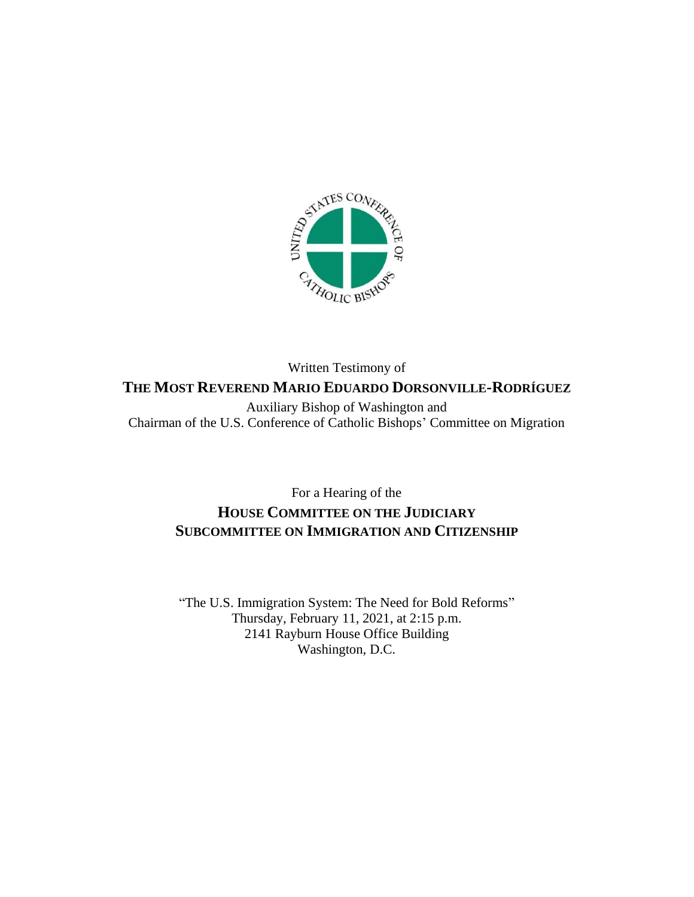Written Testimony of

**THE MOST REVEREND MARIO EDUARDO DORSONVILLE-RODRÍGUEZ**

Auxiliary Bishop of Washington and
Chairman of the U.S. Conference of Catholic Bishops' Committee on Migration

For a Hearing of the

**HOUSE COMMITTEE ON THE JUDICIARY**
**SUBCOMMITTEE ON IMMIGRATION AND CITIZENSHIP**

"The U.S. Immigration System: The Need for Bold Reforms"
Thursday, February 11, 2021, at 2:15 p.m.
2141 Rayburn House Office Building
Washington, D.C.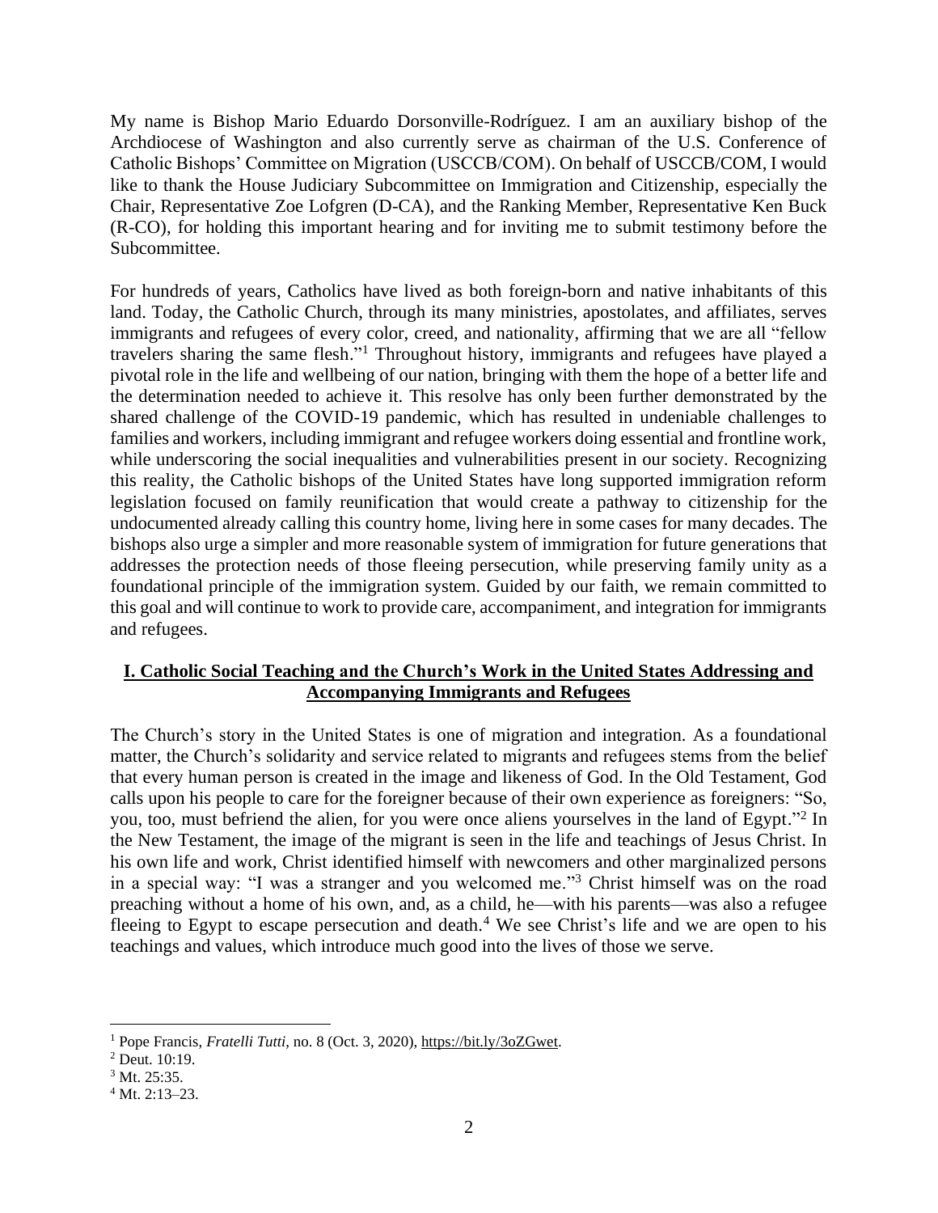My name is Bishop Mario Eduardo Dorsonville-Rodríguez. I am an auxiliary bishop of the Archdiocese of Washington and also currently serve as chairman of the U.S. Conference of Catholic Bishops' Committee on Migration (USCCB/COM). On behalf of USCCB/COM, I would like to thank the House Judiciary Subcommittee on Immigration and Citizenship, especially the Chair, Representative Zoe Lofgren (D-CA), and the Ranking Member, Representative Ken Buck (R-CO), for holding this important hearing and for inviting me to submit testimony before the Subcommittee.

For hundreds of years, Catholics have lived as both foreign-born and native inhabitants of this land. Today, the Catholic Church, through its many ministries, apostolates, and affiliates, serves immigrants and refugees of every color, creed, and nationality, affirming that we are all "fellow travelers sharing the same flesh."[1] Throughout history, immigrants and refugees have played a pivotal role in the life and wellbeing of our nation, bringing with them the hope of a better life and the determination needed to achieve it. This resolve has only been further demonstrated by the shared challenge of the COVID-19 pandemic, which has resulted in undeniable challenges to families and workers, including immigrant and refugee workers doing essential and frontline work, while underscoring the social inequalities and vulnerabilities present in our society. Recognizing this reality, the Catholic bishops of the United States have long supported immigration reform legislation focused on family reunification that would create a pathway to citizenship for the undocumented already calling this country home, living here in some cases for many decades. The bishops also urge a simpler and more reasonable system of immigration for future generations that addresses the protection needs of those fleeing persecution, while preserving family unity as a foundational principle of the immigration system. Guided by our faith, we remain committed to this goal and will continue to work to provide care, accompaniment, and integration for immigrants and refugees.

## I. Catholic Social Teaching and the Church's Work in the United States Addressing and Accompanying Immigrants and Refugees

The Church's story in the United States is one of migration and integration. As a foundational matter, the Church's solidarity and service related to migrants and refugees stems from the belief that every human person is created in the image and likeness of God. In the Old Testament, God calls upon his people to care for the foreigner because of their own experience as foreigners: "So, you, too, must befriend the alien, for you were once aliens yourselves in the land of Egypt."[2] In the New Testament, the image of the migrant is seen in the life and teachings of Jesus Christ. In his own life and work, Christ identified himself with newcomers and other marginalized persons in a special way: "I was a stranger and you welcomed me."[3] Christ himself was on the road preaching without a home of his own, and, as a child, he—with his parents—was also a refugee fleeing to Egypt to escape persecution and death.[4] We see Christ's life and we are open to his teachings and values, which introduce much good into the lives of those we serve.

---

[1] Pope Francis, *Fratelli Tutti*, no. 8 (Oct. 3, 2020), https://bit.ly/3oZGwet.

[2] Deut. 10:19.

[3] Mt. 25:35.

[4] Mt. 2:13–23.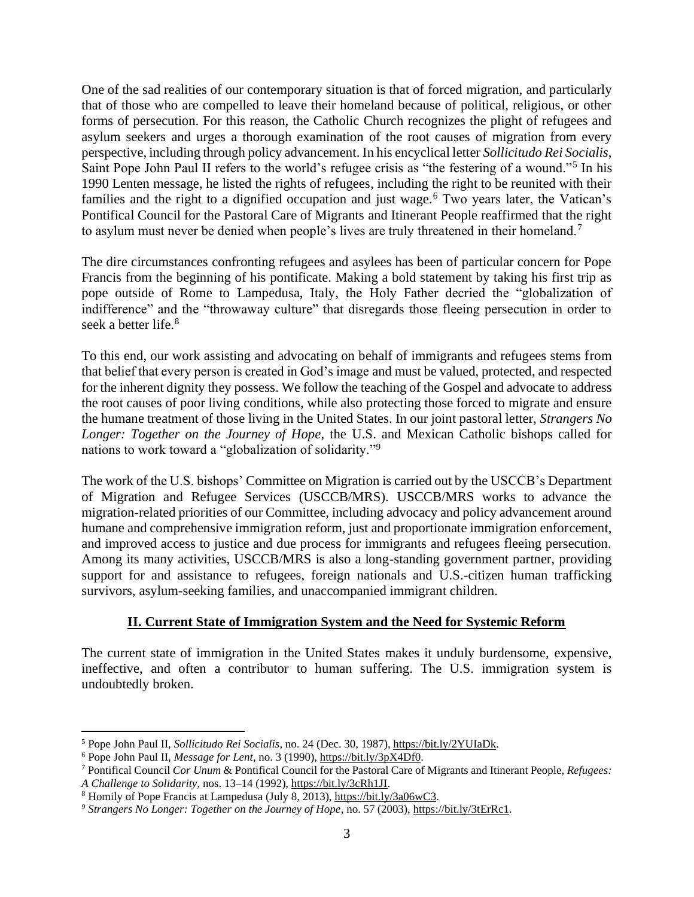One of the sad realities of our contemporary situation is that of forced migration, and particularly that of those who are compelled to leave their homeland because of political, religious, or other forms of persecution. For this reason, the Catholic Church recognizes the plight of refugees and asylum seekers and urges a thorough examination of the root causes of migration from every perspective, including through policy advancement. In his encyclical letter *Sollicitudo Rei Socialis*, Saint Pope John Paul II refers to the world's refugee crisis as "the festering of a wound."[5] In his 1990 Lenten message, he listed the rights of refugees, including the right to be reunited with their families and the right to a dignified occupation and just wage.[6] Two years later, the Vatican's Pontifical Council for the Pastoral Care of Migrants and Itinerant People reaffirmed that the right to asylum must never be denied when people's lives are truly threatened in their homeland.[7]

The dire circumstances confronting refugees and asylees has been of particular concern for Pope Francis from the beginning of his pontificate. Making a bold statement by taking his first trip as pope outside of Rome to Lampedusa, Italy, the Holy Father decried the "globalization of indifference" and the "throwaway culture" that disregards those fleeing persecution in order to seek a better life.[8]

To this end, our work assisting and advocating on behalf of immigrants and refugees stems from that belief that every person is created in God's image and must be valued, protected, and respected for the inherent dignity they possess. We follow the teaching of the Gospel and advocate to address the root causes of poor living conditions, while also protecting those forced to migrate and ensure the humane treatment of those living in the United States. In our joint pastoral letter, ***Strangers No Longer: Together on the Journey of Hope***, the U.S. and Mexican Catholic bishops called for nations to work toward a "globalization of solidarity."[9]

The work of the U.S. bishops' Committee on Migration is carried out by the USCCB's Department of Migration and Refugee Services (USCCB/MRS). USCCB/MRS works to advance the migration-related priorities of our Committee, including advocacy and policy advancement around humane and comprehensive immigration reform, just and proportionate immigration enforcement, and improved access to justice and due process for immigrants and refugees fleeing persecution. Among its many activities, USCCB/MRS is also a long-standing government partner, providing support for and assistance to refugees, foreign nationals and U.S.-citizen human trafficking survivors, asylum-seeking families, and unaccompanied immigrant children.

## II. Current State of Immigration System and the Need for Systemic Reform

The current state of immigration in the United States makes it unduly burdensome, expensive, ineffective, and often a contributor to human suffering. The U.S. immigration system is undoubtedly broken.

---

[5] Pope John Paul II, *Sollicitudo Rei Socialis*, no. 24 (Dec. 30, 1987), https://bit.ly/2YUIaDk.

[6] Pope John Paul II, *Message for Lent*, no. 3 (1990), https://bit.ly/3pX4Df0.

[7] Pontifical Council *Cor Unum* & Pontifical Council for the Pastoral Care of Migrants and Itinerant People, *Refugees: A Challenge to Solidarity*, nos. 13–14 (1992), https://bit.ly/3cRh1JI.

[8] Homily of Pope Francis at Lampedusa (July 8, 2013), https://bit.ly/3a06wC3.

[9] *Strangers No Longer: Together on the Journey of Hope*, no. 57 (2003), https://bit.ly/3tErRc1.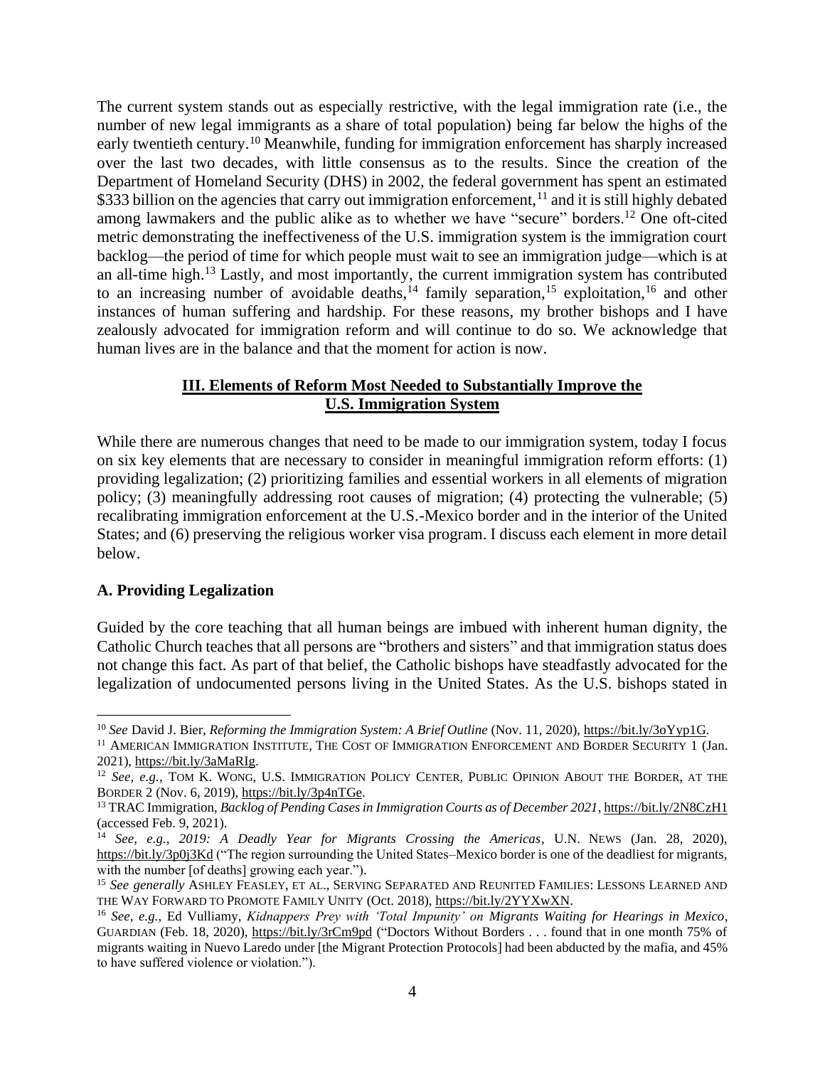The current system stands out as especially restrictive, with the legal immigration rate (i.e., the number of new legal immigrants as a share of total population) being far below the highs of the early twentieth century.[10] Meanwhile, funding for immigration enforcement has sharply increased over the last two decades, with little consensus as to the results. Since the creation of the Department of Homeland Security (DHS) in 2002, the federal government has spent an estimated $333 billion on the agencies that carry out immigration enforcement,[11] and it is still highly debated among lawmakers and the public alike as to whether we have "secure" borders.[12] One oft-cited metric demonstrating the ineffectiveness of the U.S. immigration system is the immigration court backlog—the period of time for which people must wait to see an immigration judge—which is at an all-time high.[13] Lastly, and most importantly, the current immigration system has contributed to an increasing number of avoidable deaths,[14] family separation,[15] exploitation,[16] and other instances of human suffering and hardship. For these reasons, my brother bishops and I have zealously advocated for immigration reform and will continue to do so. We acknowledge that human lives are in the balance and that the moment for action is now.

## III. Elements of Reform Most Needed to Substantially Improve the U.S. Immigration System

While there are numerous changes that need to be made to our immigration system, today I focus on six key elements that are necessary to consider in meaningful immigration reform efforts: (1) providing legalization; (2) prioritizing families and essential workers in all elements of migration policy; (3) meaningfully addressing root causes of migration; (4) protecting the vulnerable; (5) recalibrating immigration enforcement at the U.S.-Mexico border and in the interior of the United States; and (6) preserving the religious worker visa program. I discuss each element in more detail below.

### A. Providing Legalization

Guided by the core teaching that all human beings are imbued with inherent human dignity, the Catholic Church teaches that all persons are "brothers and sisters" and that immigration status does not change this fact. As part of that belief, the Catholic bishops have steadfastly advocated for the legalization of undocumented persons living in the United States. As the U.S. bishops stated in

---

[10] *See* David J. Bier, *Reforming the Immigration System: A Brief Outline* (Nov. 11, 2020), https://bit.ly/3oYyp1G.

[11] American Immigration Institute, The Cost of Immigration Enforcement and Border Security 1 (Jan. 2021), https://bit.ly/3aMaRIg.

[12] *See, e.g.*, Tom K. Wong, U.S. Immigration Policy Center, Public Opinion About the Border, at the Border 2 (Nov. 6, 2019), https://bit.ly/3p4nTGe.

[13] TRAC Immigration, *Backlog of Pending Cases in Immigration Courts as of December 2021*, https://bit.ly/2N8CzH1 (accessed Feb. 9, 2021).

[14] *See, e.g.*, *2019: A Deadly Year for Migrants Crossing the Americas*, U.N. News (Jan. 28, 2020), https://bit.ly/3p0j3Kd ("The region surrounding the United States–Mexico border is one of the deadliest for migrants, with the number [of deaths] growing each year.").

[15] *See generally* Ashley Feasley, et al., Serving Separated and Reunited Families: Lessons Learned and the Way Forward to Promote Family Unity (Oct. 2018), https://bit.ly/2YYXwXN.

[16] *See, e.g.*, Ed Vulliamy, *Kidnappers Prey with 'Total Impunity' on Migrants Waiting for Hearings in Mexico*, Guardian (Feb. 18, 2020), https://bit.ly/3rCm9pd ("Doctors Without Borders . . . found that in one month 75% of migrants waiting in Nuevo Laredo under [the Migrant Protection Protocols] had been abducted by the mafia, and 45% to have suffered violence or violation.").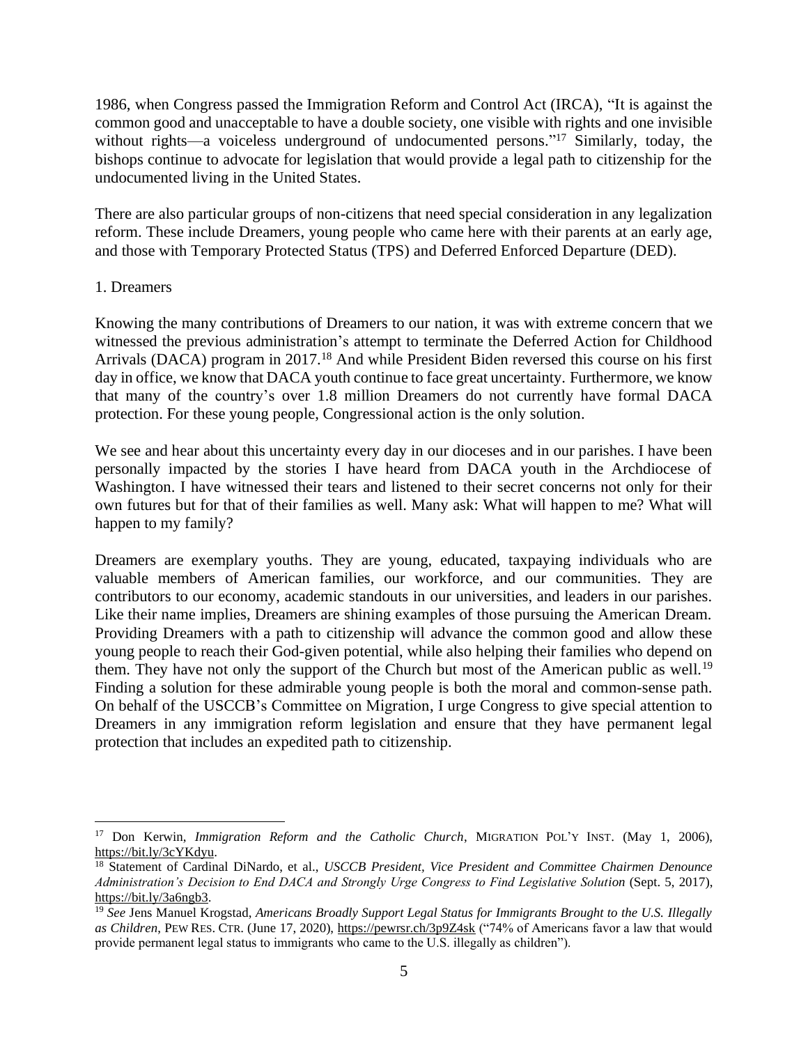1986, when Congress passed the Immigration Reform and Control Act (IRCA), "It is against the common good and unacceptable to have a double society, one visible with rights and one invisible without rights—a voiceless underground of undocumented persons."[17] Similarly, today, the bishops continue to advocate for legislation that would provide a legal path to citizenship for the undocumented living in the United States.

There are also particular groups of non-citizens that need special consideration in any legalization reform. These include Dreamers, young people who came here with their parents at an early age, and those with Temporary Protected Status (TPS) and Deferred Enforced Departure (DED).

1. Dreamers

Knowing the many contributions of Dreamers to our nation, it was with extreme concern that we witnessed the previous administration's attempt to terminate the Deferred Action for Childhood Arrivals (DACA) program in 2017.[18] And while President Biden reversed this course on his first day in office, we know that DACA youth continue to face great uncertainty. Furthermore, we know that many of the country's over 1.8 million Dreamers do not currently have formal DACA protection. For these young people, Congressional action is the only solution.

We see and hear about this uncertainty every day in our dioceses and in our parishes. I have been personally impacted by the stories I have heard from DACA youth in the Archdiocese of Washington. I have witnessed their tears and listened to their secret concerns not only for their own futures but for that of their families as well. Many ask: What will happen to me? What will happen to my family?

Dreamers are exemplary youths. They are young, educated, taxpaying individuals who are valuable members of American families, our workforce, and our communities. They are contributors to our economy, academic standouts in our universities, and leaders in our parishes. Like their name implies, Dreamers are shining examples of those pursuing the American Dream. Providing Dreamers with a path to citizenship will advance the common good and allow these young people to reach their God-given potential, while also helping their families who depend on them. They have not only the support of the Church but most of the American public as well.[19] Finding a solution for these admirable young people is both the moral and common-sense path. On behalf of the USCCB's Committee on Migration, I urge Congress to give special attention to Dreamers in any immigration reform legislation and ensure that they have permanent legal protection that includes an expedited path to citizenship.

---

[17] Don Kerwin, *Immigration Reform and the Catholic Church*, MIGRATION POL'Y INST. (May 1, 2006), https://bit.ly/3cYKdyu.

[18] Statement of Cardinal DiNardo, et al., *USCCB President, Vice President and Committee Chairmen Denounce Administration's Decision to End DACA and Strongly Urge Congress to Find Legislative Solution* (Sept. 5, 2017), https://bit.ly/3a6ngb3.

[19] *See* Jens Manuel Krogstad, *Americans Broadly Support Legal Status for Immigrants Brought to the U.S. Illegally as Children*, PEW RES. CTR. (June 17, 2020), https://pewrsr.ch/3p9Z4sk ("74% of Americans favor a law that would provide permanent legal status to immigrants who came to the U.S. illegally as children").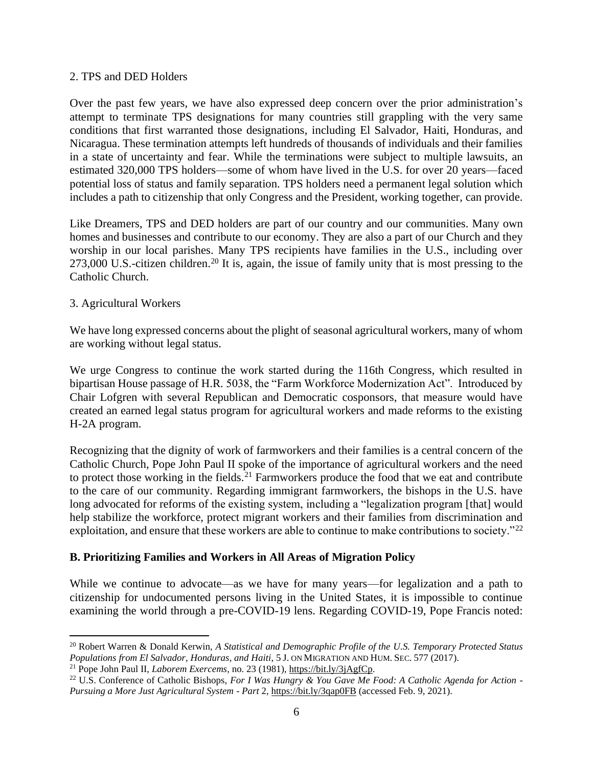2. TPS and DED Holders

Over the past few years, we have also expressed deep concern over the prior administration's attempt to terminate TPS designations for many countries still grappling with the very same conditions that first warranted those designations, including El Salvador, Haiti, Honduras, and Nicaragua. These termination attempts left hundreds of thousands of individuals and their families in a state of uncertainty and fear. While the terminations were subject to multiple lawsuits, an estimated 320,000 TPS holders—some of whom have lived in the U.S. for over 20 years—faced potential loss of status and family separation. TPS holders need a permanent legal solution which includes a path to citizenship that only Congress and the President, working together, can provide.

Like Dreamers, TPS and DED holders are part of our country and our communities. Many own homes and businesses and contribute to our economy. They are also a part of our Church and they worship in our local parishes. Many TPS recipients have families in the U.S., including over 273,000 U.S.-citizen children.[20] It is, again, the issue of family unity that is most pressing to the Catholic Church.

3. Agricultural Workers

We have long expressed concerns about the plight of seasonal agricultural workers, many of whom are working without legal status.

We urge Congress to continue the work started during the 116th Congress, which resulted in bipartisan House passage of H.R. 5038, the "Farm Workforce Modernization Act". Introduced by Chair Lofgren with several Republican and Democratic cosponsors, that measure would have created an earned legal status program for agricultural workers and made reforms to the existing H-2A program.

Recognizing that the dignity of work of farmworkers and their families is a central concern of the Catholic Church, Pope John Paul II spoke of the importance of agricultural workers and the need to protect those working in the fields.[21] Farmworkers produce the food that we eat and contribute to the care of our community. Regarding immigrant farmworkers, the bishops in the U.S. have long advocated for reforms of the existing system, including a "legalization program [that] would help stabilize the workforce, protect migrant workers and their families from discrimination and exploitation, and ensure that these workers are able to continue to make contributions to society."[22]

**B. Prioritizing Families and Workers in All Areas of Migration Policy**

While we continue to advocate—as we have for many years—for legalization and a path to citizenship for undocumented persons living in the United States, it is impossible to continue examining the world through a pre-COVID-19 lens. Regarding COVID-19, Pope Francis noted:

---

[20] Robert Warren & Donald Kerwin, *A Statistical and Demographic Profile of the U.S. Temporary Protected Status Populations from El Salvador, Honduras, and Haiti*, 5 J. ON MIGRATION AND HUM. SEC. 577 (2017).

[21] Pope John Paul II, *Laborem Exercems*, no. 23 (1981), https://bit.ly/3jAgfCp.

[22] U.S. Conference of Catholic Bishops, *For I Was Hungry & You Gave Me Food: A Catholic Agenda for Action - Pursuing a More Just Agricultural System - Part* 2, https://bit.ly/3qap0FB (accessed Feb. 9, 2021).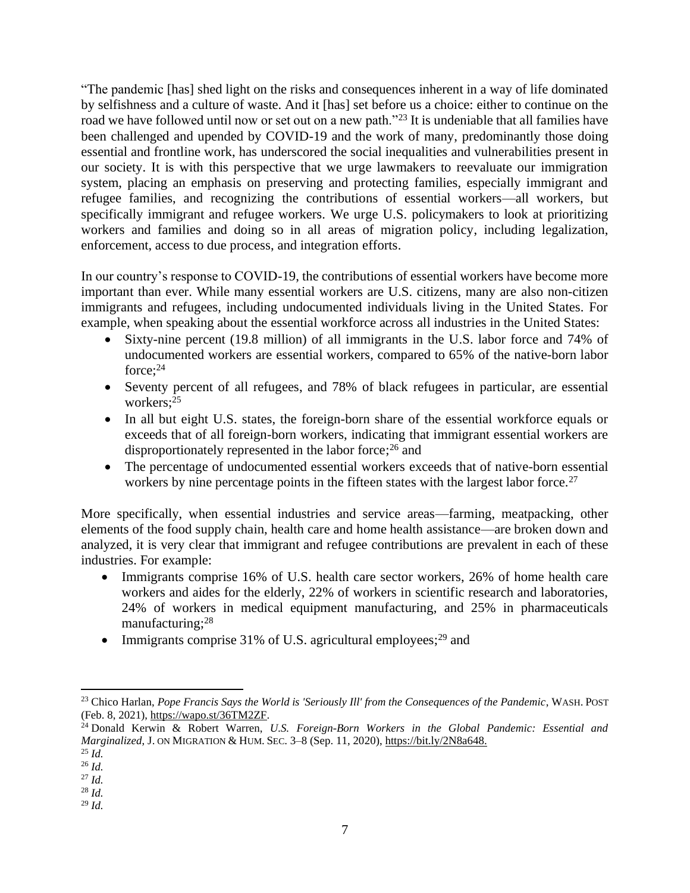"The pandemic [has] shed light on the risks and consequences inherent in a way of life dominated by selfishness and a culture of waste. And it [has] set before us a choice: either to continue on the road we have followed until now or set out on a new path."[23] It is undeniable that all families have been challenged and upended by COVID-19 and the work of many, predominantly those doing essential and frontline work, has underscored the social inequalities and vulnerabilities present in our society. It is with this perspective that we urge lawmakers to reevaluate our immigration system, placing an emphasis on preserving and protecting families, especially immigrant and refugee families, and recognizing the contributions of essential workers—all workers, but specifically immigrant and refugee workers. We urge U.S. policymakers to look at prioritizing workers and families and doing so in all areas of migration policy, including legalization, enforcement, access to due process, and integration efforts.

In our country's response to COVID-19, the contributions of essential workers have become more important than ever. While many essential workers are U.S. citizens, many are also non-citizen immigrants and refugees, including undocumented individuals living in the United States. For example, when speaking about the essential workforce across all industries in the United States:

- Sixty-nine percent (19.8 million) of all immigrants in the U.S. labor force and 74% of undocumented workers are essential workers, compared to 65% of the native-born labor force;[24]
- Seventy percent of all refugees, and 78% of black refugees in particular, are essential workers;[25]
- In all but eight U.S. states, the foreign-born share of the essential workforce equals or exceeds that of all foreign-born workers, indicating that immigrant essential workers are disproportionately represented in the labor force;[26] and
- The percentage of undocumented essential workers exceeds that of native-born essential workers by nine percentage points in the fifteen states with the largest labor force.[27]

More specifically, when essential industries and service areas—farming, meatpacking, other elements of the food supply chain, health care and home health assistance—are broken down and analyzed, it is very clear that immigrant and refugee contributions are prevalent in each of these industries. For example:

- Immigrants comprise 16% of U.S. health care sector workers, 26% of home health care workers and aides for the elderly, 22% of workers in scientific research and laboratories, 24% of workers in medical equipment manufacturing, and 25% in pharmaceuticals manufacturing;[28]
- Immigrants comprise 31% of U.S. agricultural employees;[29] and

---

[23] Chico Harlan, *Pope Francis Says the World is 'Seriously Ill' from the Consequences of the Pandemic*, WASH. POST (Feb. 8, 2021), https://wapo.st/36TM2ZF.

[24] Donald Kerwin & Robert Warren, *U.S. Foreign-Born Workers in the Global Pandemic: Essential and Marginalized*, J. ON MIGRATION & HUM. SEC. 3–8 (Sep. 11, 2020), https://bit.ly/2N8a648.

[25] *Id.*

[26] *Id.*

[27] *Id.*

[28] *Id.*

[29] *Id.*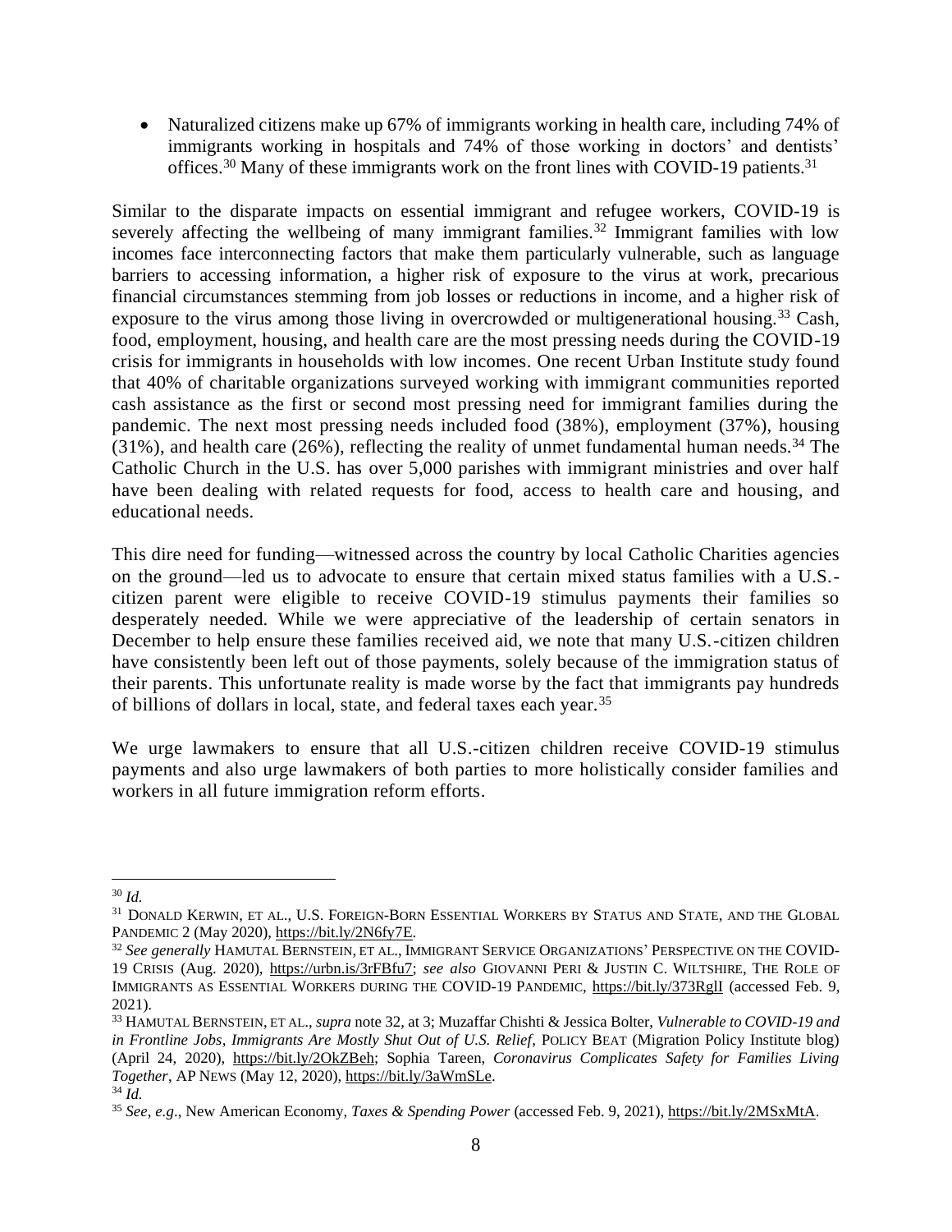- Naturalized citizens make up 67% of immigrants working in health care, including 74% of immigrants working in hospitals and 74% of those working in doctors' and dentists' offices.[30] Many of these immigrants work on the front lines with COVID-19 patients.[31]

Similar to the disparate impacts on essential immigrant and refugee workers, COVID-19 is severely affecting the wellbeing of many immigrant families.[32] Immigrant families with low incomes face interconnecting factors that make them particularly vulnerable, such as language barriers to accessing information, a higher risk of exposure to the virus at work, precarious financial circumstances stemming from job losses or reductions in income, and a higher risk of exposure to the virus among those living in overcrowded or multigenerational housing.[33] Cash, food, employment, housing, and health care are the most pressing needs during the COVID-19 crisis for immigrants in households with low incomes. One recent Urban Institute study found that 40% of charitable organizations surveyed working with immigrant communities reported cash assistance as the first or second most pressing need for immigrant families during the pandemic. The next most pressing needs included food (38%), employment (37%), housing (31%), and health care (26%), reflecting the reality of unmet fundamental human needs.[34] The Catholic Church in the U.S. has over 5,000 parishes with immigrant ministries and over half have been dealing with related requests for food, access to health care and housing, and educational needs.

This dire need for funding—witnessed across the country by local Catholic Charities agencies on the ground—led us to advocate to ensure that certain mixed status families with a U.S.-citizen parent were eligible to receive COVID-19 stimulus payments their families so desperately needed. While we were appreciative of the leadership of certain senators in December to help ensure these families received aid, we note that many U.S.-citizen children have consistently been left out of those payments, solely because of the immigration status of their parents. This unfortunate reality is made worse by the fact that immigrants pay hundreds of billions of dollars in local, state, and federal taxes each year.[35]

We urge lawmakers to ensure that all U.S.-citizen children receive COVID-19 stimulus payments and also urge lawmakers of both parties to more holistically consider families and workers in all future immigration reform efforts.

---

[30] *Id.*

[31] DONALD KERWIN, ET AL., U.S. FOREIGN-BORN ESSENTIAL WORKERS BY STATUS AND STATE, AND THE GLOBAL PANDEMIC 2 (May 2020), https://bit.ly/2N6fy7E.

[32] *See generally* HAMUTAL BERNSTEIN, ET AL., IMMIGRANT SERVICE ORGANIZATIONS' PERSPECTIVE ON THE COVID-19 CRISIS (Aug. 2020), https://urbn.is/3rFBfu7; *see also* GIOVANNI PERI & JUSTIN C. WILTSHIRE, THE ROLE OF IMMIGRANTS AS ESSENTIAL WORKERS DURING THE COVID-19 PANDEMIC, https://bit.ly/373RglI (accessed Feb. 9, 2021).

[33] HAMUTAL BERNSTEIN, ET AL., *supra* note 32, at 3; Muzaffar Chishti & Jessica Bolter, *Vulnerable to COVID-19 and in Frontline Jobs, Immigrants Are Mostly Shut Out of U.S. Relief*, POLICY BEAT (Migration Policy Institute blog) (April 24, 2020), https://bit.ly/2OkZBeh; Sophia Tareen, *Coronavirus Complicates Safety for Families Living Together*, AP NEWS (May 12, 2020), https://bit.ly/3aWmSLe.

[34] *Id.*

[35] *See, e.g.*, New American Economy, *Taxes & Spending Power* (accessed Feb. 9, 2021), https://bit.ly/2MSxMtA.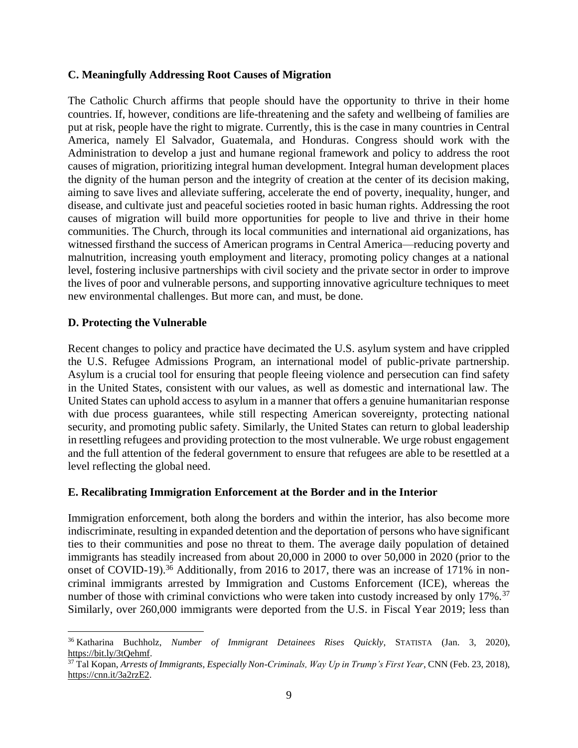### C. Meaningfully Addressing Root Causes of Migration

The Catholic Church affirms that people should have the opportunity to thrive in their home countries. If, however, conditions are life-threatening and the safety and wellbeing of families are put at risk, people have the right to migrate. Currently, this is the case in many countries in Central America, namely El Salvador, Guatemala, and Honduras. Congress should work with the Administration to develop a just and humane regional framework and policy to address the root causes of migration, prioritizing integral human development. Integral human development places the dignity of the human person and the integrity of creation at the center of its decision making, aiming to save lives and alleviate suffering, accelerate the end of poverty, inequality, hunger, and disease, and cultivate just and peaceful societies rooted in basic human rights. Addressing the root causes of migration will build more opportunities for people to live and thrive in their home communities. The Church, through its local communities and international aid organizations, has witnessed firsthand the success of American programs in Central America—reducing poverty and malnutrition, increasing youth employment and literacy, promoting policy changes at a national level, fostering inclusive partnerships with civil society and the private sector in order to improve the lives of poor and vulnerable persons, and supporting innovative agriculture techniques to meet new environmental challenges. But more can, and must, be done.

### D. Protecting the Vulnerable

Recent changes to policy and practice have decimated the U.S. asylum system and have crippled the U.S. Refugee Admissions Program, an international model of public-private partnership. Asylum is a crucial tool for ensuring that people fleeing violence and persecution can find safety in the United States, consistent with our values, as well as domestic and international law. The United States can uphold access to asylum in a manner that offers a genuine humanitarian response with due process guarantees, while still respecting American sovereignty, protecting national security, and promoting public safety. Similarly, the United States can return to global leadership in resettling refugees and providing protection to the most vulnerable. We urge robust engagement and the full attention of the federal government to ensure that refugees are able to be resettled at a level reflecting the global need.

### E. Recalibrating Immigration Enforcement at the Border and in the Interior

Immigration enforcement, both along the borders and within the interior, has also become more indiscriminate, resulting in expanded detention and the deportation of persons who have significant ties to their communities and pose no threat to them. The average daily population of detained immigrants has steadily increased from about 20,000 in 2000 to over 50,000 in 2020 (prior to the onset of COVID-19).[36] Additionally, from 2016 to 2017, there was an increase of 171% in non-criminal immigrants arrested by Immigration and Customs Enforcement (ICE), whereas the number of those with criminal convictions who were taken into custody increased by only 17%.[37] Similarly, over 260,000 immigrants were deported from the U.S. in Fiscal Year 2019; less than

---

[36] Katharina Buchholz, *Number of Immigrant Detainees Rises Quickly*, STATISTA (Jan. 3, 2020), https://bit.ly/3tQehmf.

[37] Tal Kopan, *Arrests of Immigrants, Especially Non-Criminals, Way Up in Trump's First Year*, CNN (Feb. 23, 2018), https://cnn.it/3a2rzE2.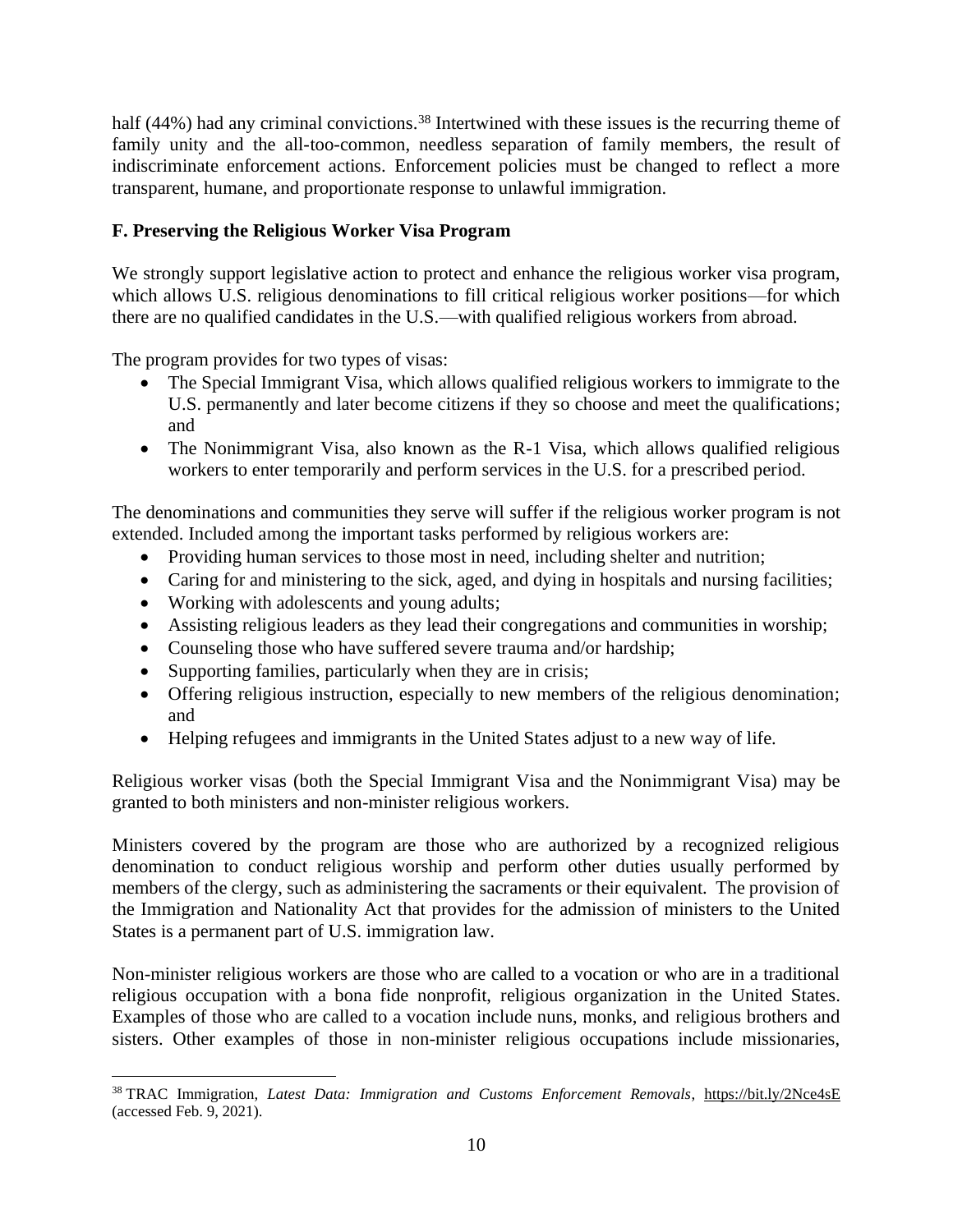half (44%) had any criminal convictions.[38] Intertwined with these issues is the recurring theme of family unity and the all-too-common, needless separation of family members, the result of indiscriminate enforcement actions. Enforcement policies must be changed to reflect a more transparent, humane, and proportionate response to unlawful immigration.

### F. Preserving the Religious Worker Visa Program

We strongly support legislative action to protect and enhance the religious worker visa program, which allows U.S. religious denominations to fill critical religious worker positions—for which there are no qualified candidates in the U.S.—with qualified religious workers from abroad.

The program provides for two types of visas:

- The Special Immigrant Visa, which allows qualified religious workers to immigrate to the U.S. permanently and later become citizens if they so choose and meet the qualifications; and
- The Nonimmigrant Visa, also known as the R-1 Visa, which allows qualified religious workers to enter temporarily and perform services in the U.S. for a prescribed period.

The denominations and communities they serve will suffer if the religious worker program is not extended. Included among the important tasks performed by religious workers are:

- Providing human services to those most in need, including shelter and nutrition;
- Caring for and ministering to the sick, aged, and dying in hospitals and nursing facilities;
- Working with adolescents and young adults;
- Assisting religious leaders as they lead their congregations and communities in worship;
- Counseling those who have suffered severe trauma and/or hardship;
- Supporting families, particularly when they are in crisis;
- Offering religious instruction, especially to new members of the religious denomination; and
- Helping refugees and immigrants in the United States adjust to a new way of life.

Religious worker visas (both the Special Immigrant Visa and the Nonimmigrant Visa) may be granted to both ministers and non-minister religious workers.

Ministers covered by the program are those who are authorized by a recognized religious denomination to conduct religious worship and perform other duties usually performed by members of the clergy, such as administering the sacraments or their equivalent. The provision of the Immigration and Nationality Act that provides for the admission of ministers to the United States is a permanent part of U.S. immigration law.

Non-minister religious workers are those who are called to a vocation or who are in a traditional religious occupation with a bona fide nonprofit, religious organization in the United States. Examples of those who are called to a vocation include nuns, monks, and religious brothers and sisters. Other examples of those in non-minister religious occupations include missionaries,

---

[38] TRAC Immigration, *Latest Data: Immigration and Customs Enforcement Removals*, https://bit.ly/2Nce4sE (accessed Feb. 9, 2021).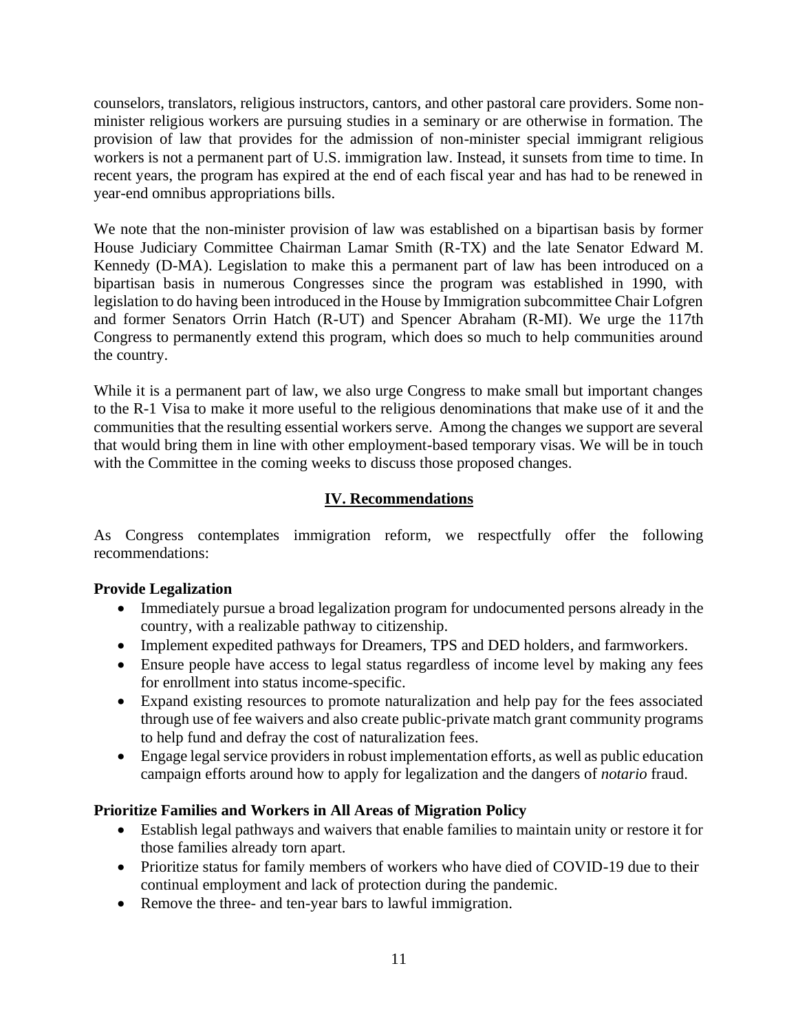counselors, translators, religious instructors, cantors, and other pastoral care providers. Some non-minister religious workers are pursuing studies in a seminary or are otherwise in formation. The provision of law that provides for the admission of non-minister special immigrant religious workers is not a permanent part of U.S. immigration law. Instead, it sunsets from time to time. In recent years, the program has expired at the end of each fiscal year and has had to be renewed in year-end omnibus appropriations bills.

We note that the non-minister provision of law was established on a bipartisan basis by former House Judiciary Committee Chairman Lamar Smith (R-TX) and the late Senator Edward M. Kennedy (D-MA). Legislation to make this a permanent part of law has been introduced on a bipartisan basis in numerous Congresses since the program was established in 1990, with legislation to do having been introduced in the House by Immigration subcommittee Chair Lofgren and former Senators Orrin Hatch (R-UT) and Spencer Abraham (R-MI). We urge the 117th Congress to permanently extend this program, which does so much to help communities around the country.

While it is a permanent part of law, we also urge Congress to make small but important changes to the R-1 Visa to make it more useful to the religious denominations that make use of it and the communities that the resulting essential workers serve. Among the changes we support are several that would bring them in line with other employment-based temporary visas. We will be in touch with the Committee in the coming weeks to discuss those proposed changes.

## IV. Recommendations

As Congress contemplates immigration reform, we respectfully offer the following recommendations:

**Provide Legalization**

- Immediately pursue a broad legalization program for undocumented persons already in the country, with a realizable pathway to citizenship.
- Implement expedited pathways for Dreamers, TPS and DED holders, and farmworkers.
- Ensure people have access to legal status regardless of income level by making any fees for enrollment into status income-specific.
- Expand existing resources to promote naturalization and help pay for the fees associated through use of fee waivers and also create public-private match grant community programs to help fund and defray the cost of naturalization fees.
- Engage legal service providers in robust implementation efforts, as well as public education campaign efforts around how to apply for legalization and the dangers of *notario* fraud.

**Prioritize Families and Workers in All Areas of Migration Policy**

- Establish legal pathways and waivers that enable families to maintain unity or restore it for those families already torn apart.
- Prioritize status for family members of workers who have died of COVID-19 due to their continual employment and lack of protection during the pandemic.
- Remove the three- and ten-year bars to lawful immigration.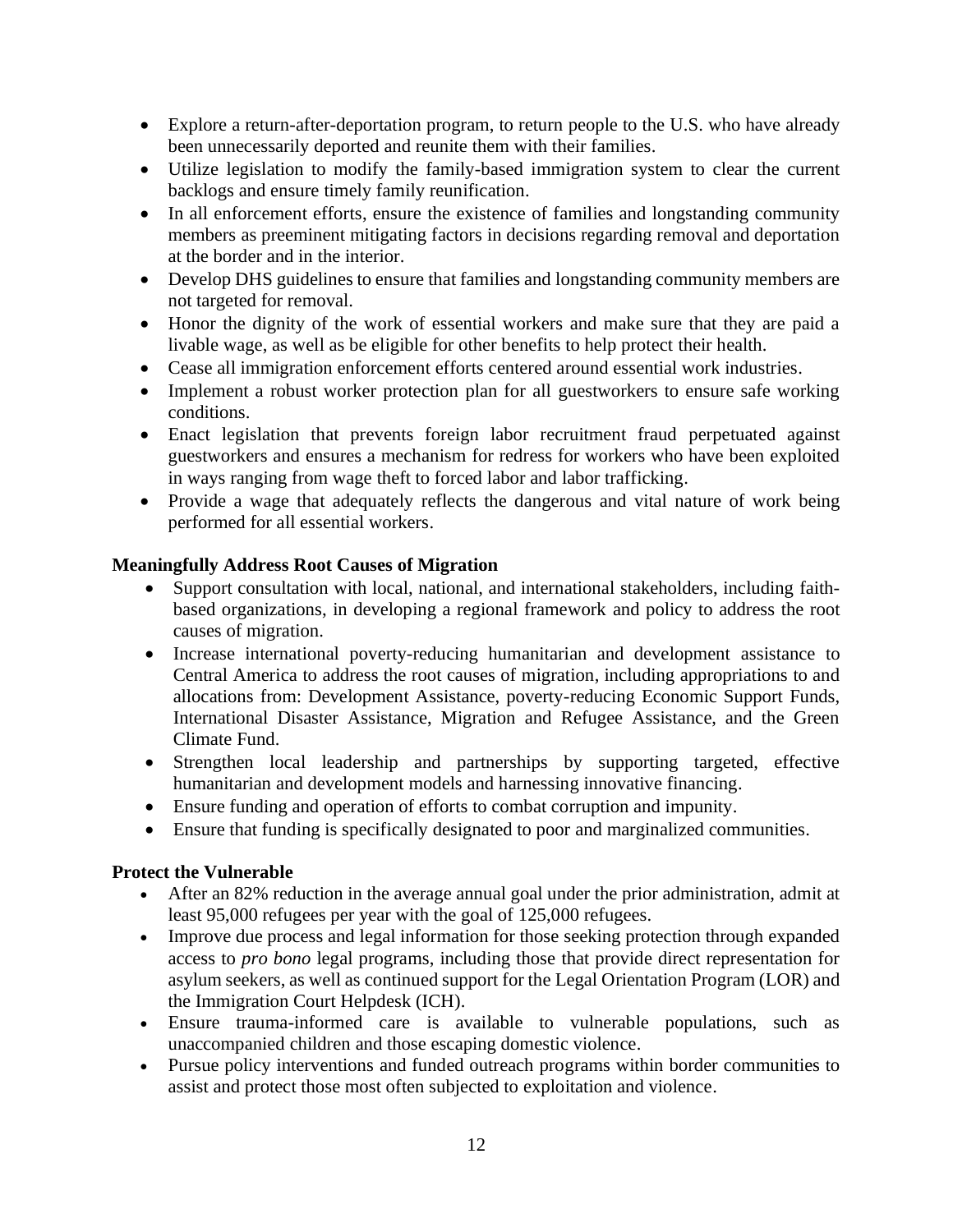- Explore a return-after-deportation program, to return people to the U.S. who have already been unnecessarily deported and reunite them with their families.
- Utilize legislation to modify the family-based immigration system to clear the current backlogs and ensure timely family reunification.
- In all enforcement efforts, ensure the existence of families and longstanding community members as preeminent mitigating factors in decisions regarding removal and deportation at the border and in the interior.
- Develop DHS guidelines to ensure that families and longstanding community members are not targeted for removal.
- Honor the dignity of the work of essential workers and make sure that they are paid a livable wage, as well as be eligible for other benefits to help protect their health.
- Cease all immigration enforcement efforts centered around essential work industries.
- Implement a robust worker protection plan for all guestworkers to ensure safe working conditions.
- Enact legislation that prevents foreign labor recruitment fraud perpetuated against guestworkers and ensures a mechanism for redress for workers who have been exploited in ways ranging from wage theft to forced labor and labor trafficking.
- Provide a wage that adequately reflects the dangerous and vital nature of work being performed for all essential workers.

**Meaningfully Address Root Causes of Migration**

- Support consultation with local, national, and international stakeholders, including faith-based organizations, in developing a regional framework and policy to address the root causes of migration.
- Increase international poverty-reducing humanitarian and development assistance to Central America to address the root causes of migration, including appropriations to and allocations from: Development Assistance, poverty-reducing Economic Support Funds, International Disaster Assistance, Migration and Refugee Assistance, and the Green Climate Fund.
- Strengthen local leadership and partnerships by supporting targeted, effective humanitarian and development models and harnessing innovative financing.
- Ensure funding and operation of efforts to combat corruption and impunity.
- Ensure that funding is specifically designated to poor and marginalized communities.

**Protect the Vulnerable**

- After an 82% reduction in the average annual goal under the prior administration, admit at least 95,000 refugees per year with the goal of 125,000 refugees.
- Improve due process and legal information for those seeking protection through expanded access to *pro bono* legal programs, including those that provide direct representation for asylum seekers, as well as continued support for the Legal Orientation Program (LOR) and the Immigration Court Helpdesk (ICH).
- Ensure trauma-informed care is available to vulnerable populations, such as unaccompanied children and those escaping domestic violence.
- Pursue policy interventions and funded outreach programs within border communities to assist and protect those most often subjected to exploitation and violence.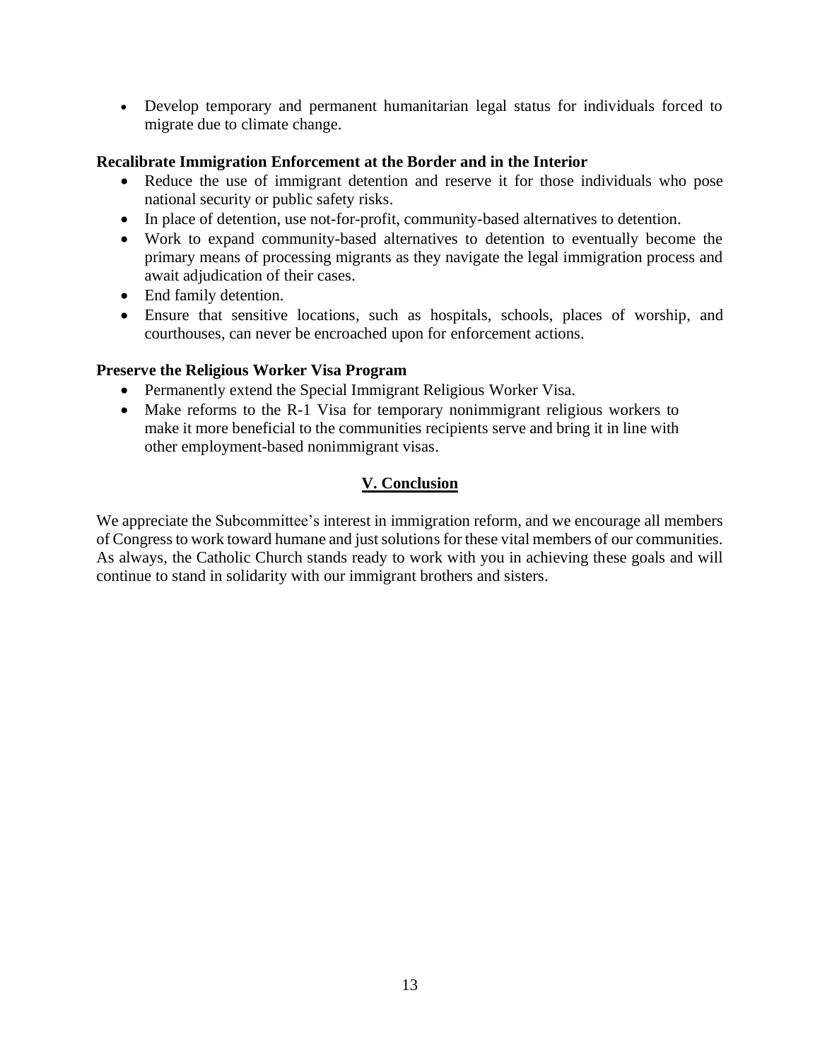- Develop temporary and permanent humanitarian legal status for individuals forced to migrate due to climate change.

**Recalibrate Immigration Enforcement at the Border and in the Interior**

- Reduce the use of immigrant detention and reserve it for those individuals who pose national security or public safety risks.
- In place of detention, use not-for-profit, community-based alternatives to detention.
- Work to expand community-based alternatives to detention to eventually become the primary means of processing migrants as they navigate the legal immigration process and await adjudication of their cases.
- End family detention.
- Ensure that sensitive locations, such as hospitals, schools, places of worship, and courthouses, can never be encroached upon for enforcement actions.

**Preserve the Religious Worker Visa Program**

- Permanently extend the Special Immigrant Religious Worker Visa.
- Make reforms to the R-1 Visa for temporary nonimmigrant religious workers to make it more beneficial to the communities recipients serve and bring it in line with other employment-based nonimmigrant visas.

## V. Conclusion

We appreciate the Subcommittee's interest in immigration reform, and we encourage all members of Congress to work toward humane and just solutions for these vital members of our communities. As always, the Catholic Church stands ready to work with you in achieving these goals and will continue to stand in solidarity with our immigrant brothers and sisters.